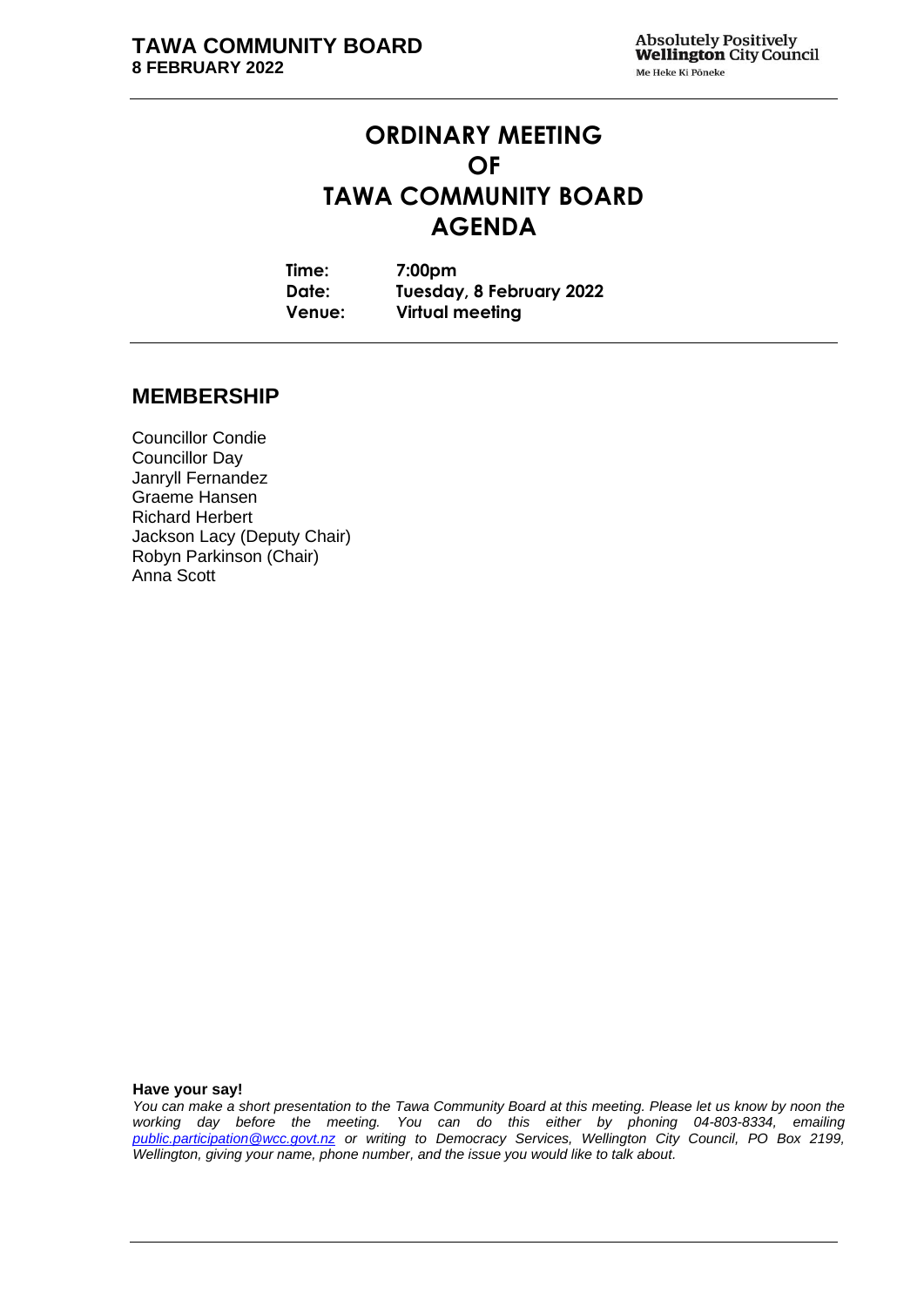# ORDINARY MEETING
# OF
# TAWA COMMUNITY BOARD
# AGENDA

**Time:** 7:00pm
**Date:** Tuesday, 8 February 2022
**Venue:** Virtual meeting

## MEMBERSHIP

Councillor Condie
Councillor Day
Janryll Fernandez
Graeme Hansen
Richard Herbert
Jackson Lacy (Deputy Chair)
Robyn Parkinson (Chair)
Anna Scott

**Have your say!**

*You can make a short presentation to the Tawa Community Board at this meeting. Please let us know by noon the working day before the meeting. You can do this either by phoning 04-803-8334, emailing [public.participation@wcc.govt.nz](mailto:public.participation@wcc.govt.nz) or writing to Democracy Services, Wellington City Council, PO Box 2199, Wellington, giving your name, phone number, and the issue you would like to talk about.*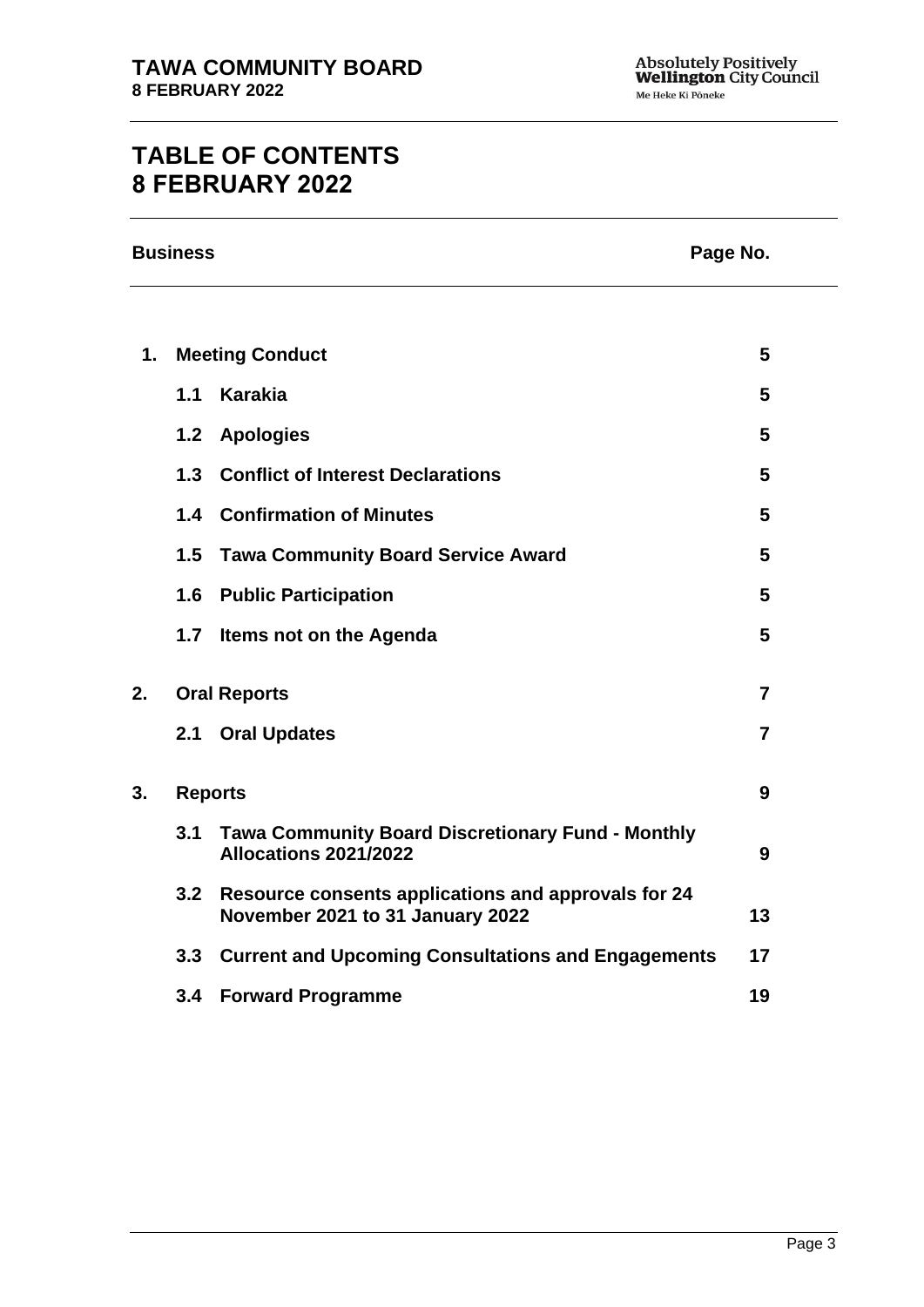# TABLE OF CONTENTS
# 8 FEBRUARY 2022

| Business | | | Page No. |
|---|---|---|---|
| **1.** | **Meeting Conduct** | | **5** |
| | **1.1** | **Karakia** | **5** |
| | **1.2** | **Apologies** | **5** |
| | **1.3** | **Conflict of Interest Declarations** | **5** |
| | **1.4** | **Confirmation of Minutes** | **5** |
| | **1.5** | **Tawa Community Board Service Award** | **5** |
| | **1.6** | **Public Participation** | **5** |
| | **1.7** | **Items not on the Agenda** | **5** |
| **2.** | **Oral Reports** | | **7** |
| | **2.1** | **Oral Updates** | **7** |
| **3.** | **Reports** | | **9** |
| | **3.1** | **Tawa Community Board Discretionary Fund - Monthly Allocations 2021/2022** | **9** |
| | **3.2** | **Resource consents applications and approvals for 24 November 2021 to 31 January 2022** | **13** |
| | **3.3** | **Current and Upcoming Consultations and Engagements** | **17** |
| | **3.4** | **Forward Programme** | **19** |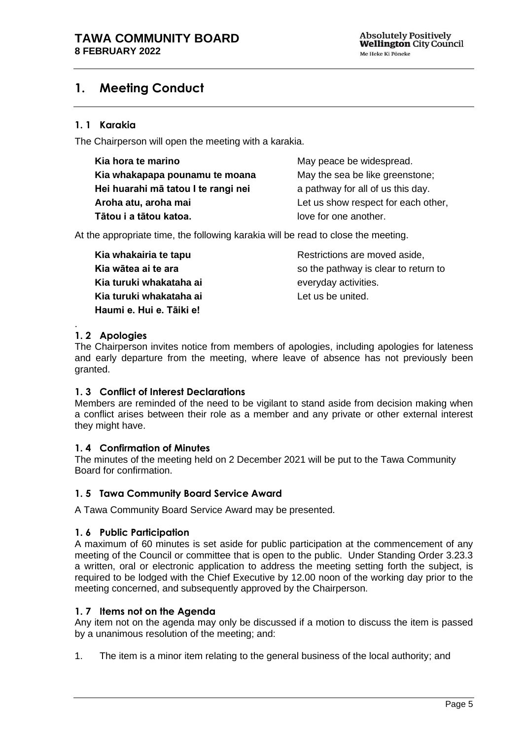# 1. Meeting Conduct

### 1. 1 Karakia

The Chairperson will open the meeting with a karakia.

| | |
|---|---|
| **Kia hora te marino** | May peace be widespread. |
| **Kia whakapapa pounamu te moana** | May the sea be like greenstone; |
| **Hei huarahi mā tatou I te rangi nei** | a pathway for all of us this day. |
| **Aroha atu, aroha mai** | Let us show respect for each other, |
| **Tātou i a tātou katoa.** | love for one another. |

At the appropriate time, the following karakia will be read to close the meeting.

| | |
|---|---|
| **Kia whakairia te tapu** | Restrictions are moved aside, |
| **Kia wātea ai te ara** | so the pathway is clear to return to |
| **Kia turuki whakataha ai** | everyday activities. |
| **Kia turuki whakataha ai** | Let us be united. |
| **Haumi e. Hui e. Tāiki e!** | |

.

### 1. 2 Apologies

The Chairperson invites notice from members of apologies, including apologies for lateness and early departure from the meeting, where leave of absence has not previously been granted.

### 1. 3 Conflict of Interest Declarations

Members are reminded of the need to be vigilant to stand aside from decision making when a conflict arises between their role as a member and any private or other external interest they might have.

### 1. 4 Confirmation of Minutes

The minutes of the meeting held on 2 December 2021 will be put to the Tawa Community Board for confirmation.

### 1. 5 Tawa Community Board Service Award

A Tawa Community Board Service Award may be presented.

### 1. 6 Public Participation

A maximum of 60 minutes is set aside for public participation at the commencement of any meeting of the Council or committee that is open to the public. Under Standing Order 3.23.3 a written, oral or electronic application to address the meeting setting forth the subject, is required to be lodged with the Chief Executive by 12.00 noon of the working day prior to the meeting concerned, and subsequently approved by the Chairperson.

### 1. 7 Items not on the Agenda

Any item not on the agenda may only be discussed if a motion to discuss the item is passed by a unanimous resolution of the meeting; and:

1. The item is a minor item relating to the general business of the local authority; and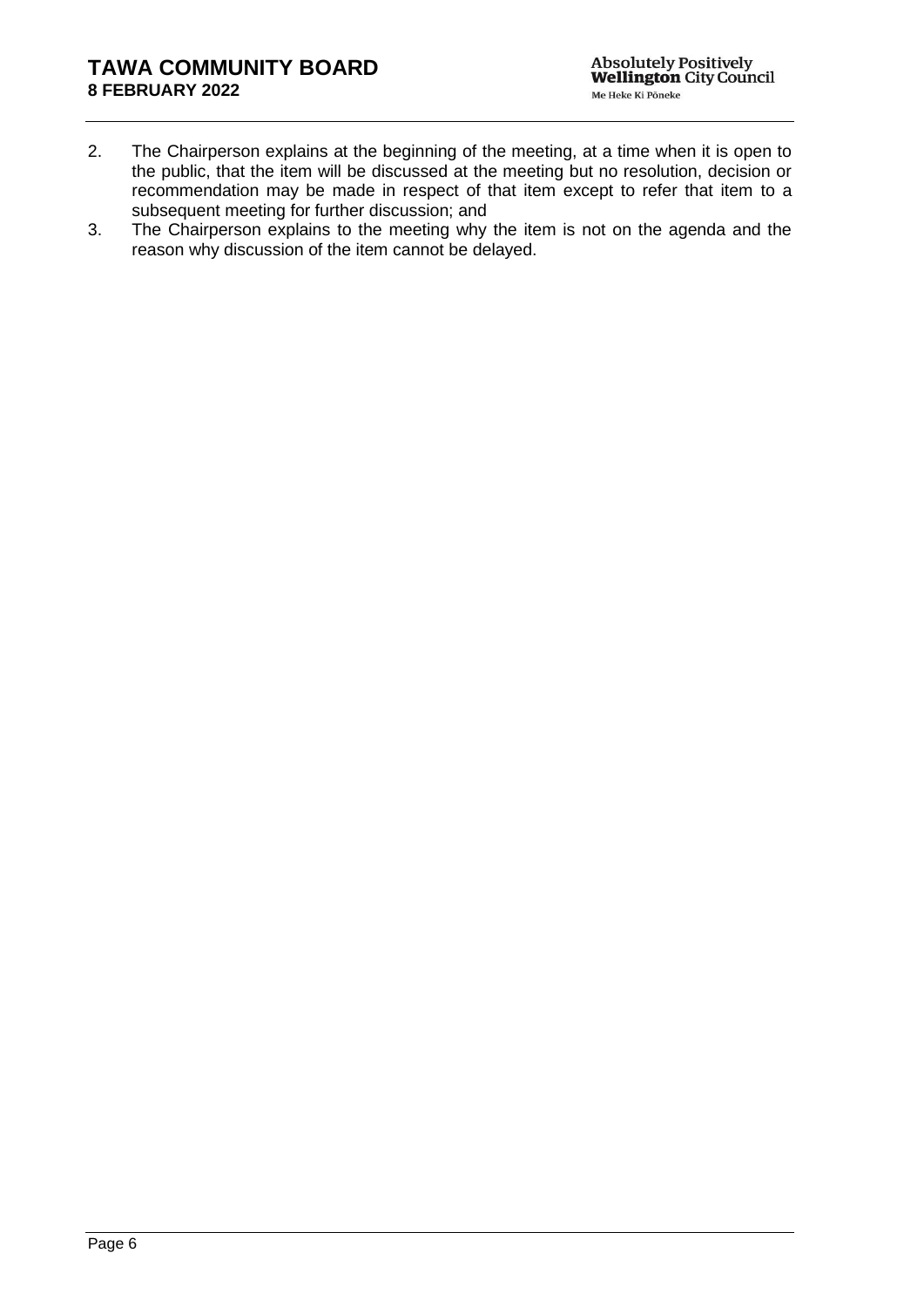2. The Chairperson explains at the beginning of the meeting, at a time when it is open to the public, that the item will be discussed at the meeting but no resolution, decision or recommendation may be made in respect of that item except to refer that item to a subsequent meeting for further discussion; and
3. The Chairperson explains to the meeting why the item is not on the agenda and the reason why discussion of the item cannot be delayed.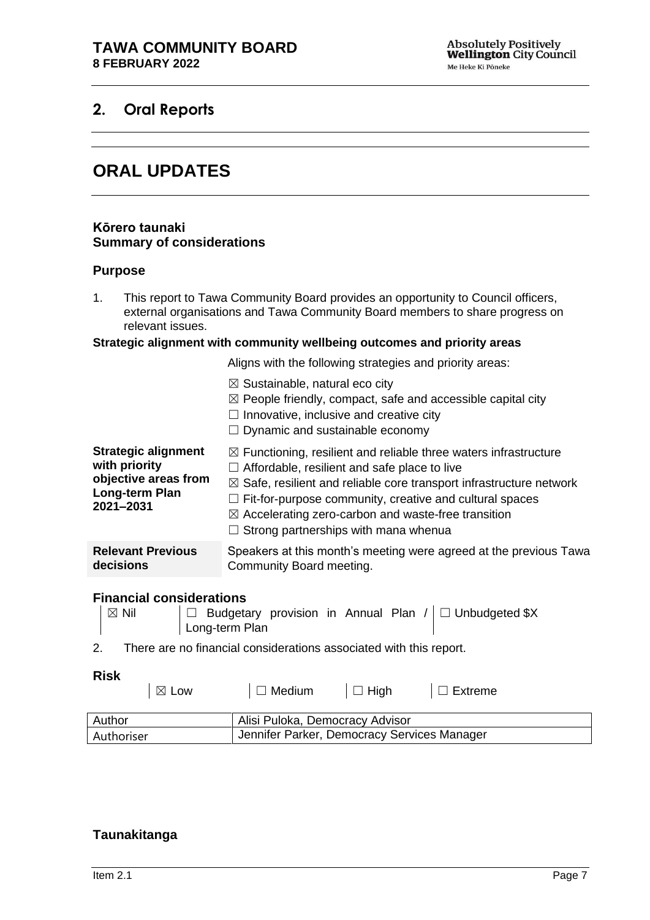## 2. Oral Reports

# ORAL UPDATES

**Kōrero taunaki**
**Summary of considerations**

### Purpose

1. This report to Tawa Community Board provides an opportunity to Council officers, external organisations and Tawa Community Board members to share progress on relevant issues.

**Strategic alignment with community wellbeing outcomes and priority areas**

| | |
|---|---|
| | Aligns with the following strategies and priority areas:<br><br>☒ Sustainable, natural eco city<br>☒ People friendly, compact, safe and accessible capital city<br>☐ Innovative, inclusive and creative city<br>☐ Dynamic and sustainable economy |
| **Strategic alignment with priority objective areas from Long-term Plan 2021–2031** | ☒ Functioning, resilient and reliable three waters infrastructure<br>☐ Affordable, resilient and safe place to live<br>☒ Safe, resilient and reliable core transport infrastructure network<br>☐ Fit-for-purpose community, creative and cultural spaces<br>☒ Accelerating zero-carbon and waste-free transition<br>☐ Strong partnerships with mana whenua |
| **Relevant Previous decisions** | Speakers at this month's meeting were agreed at the previous Tawa Community Board meeting. |

### Financial considerations

| | | |
|---|---|---|
| ☒ Nil | ☐ Budgetary provision in Annual Plan / Long-term Plan | ☐ Unbudgeted $X |

2. There are no financial considerations associated with this report.

### Risk

| | | | |
|---|---|---|---|
| ☒ Low | ☐ Medium | ☐ High | ☐ Extreme |

| | |
|---|---|
| Author | Alisi Puloka, Democracy Advisor |
| Authoriser | Jennifer Parker, Democracy Services Manager |

### Taunakitanga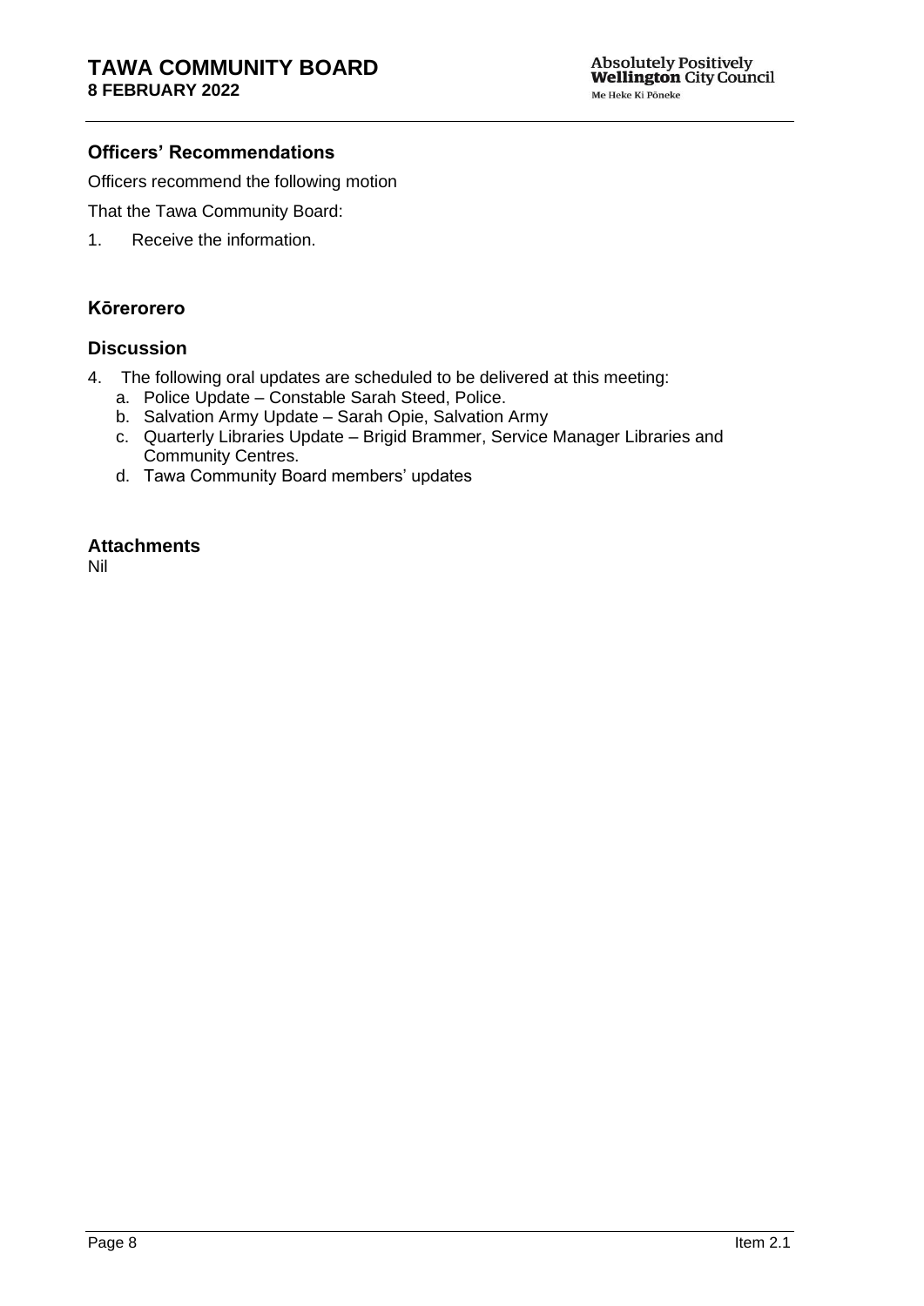## Officers' Recommendations

Officers recommend the following motion

That the Tawa Community Board:

1. Receive the information.

## Kōrerorero

## Discussion

4. The following oral updates are scheduled to be delivered at this meeting:
   a. Police Update – Constable Sarah Steed, Police.
   b. Salvation Army Update – Sarah Opie, Salvation Army
   c. Quarterly Libraries Update – Brigid Brammer, Service Manager Libraries and Community Centres.
   d. Tawa Community Board members' updates

## Attachments

Nil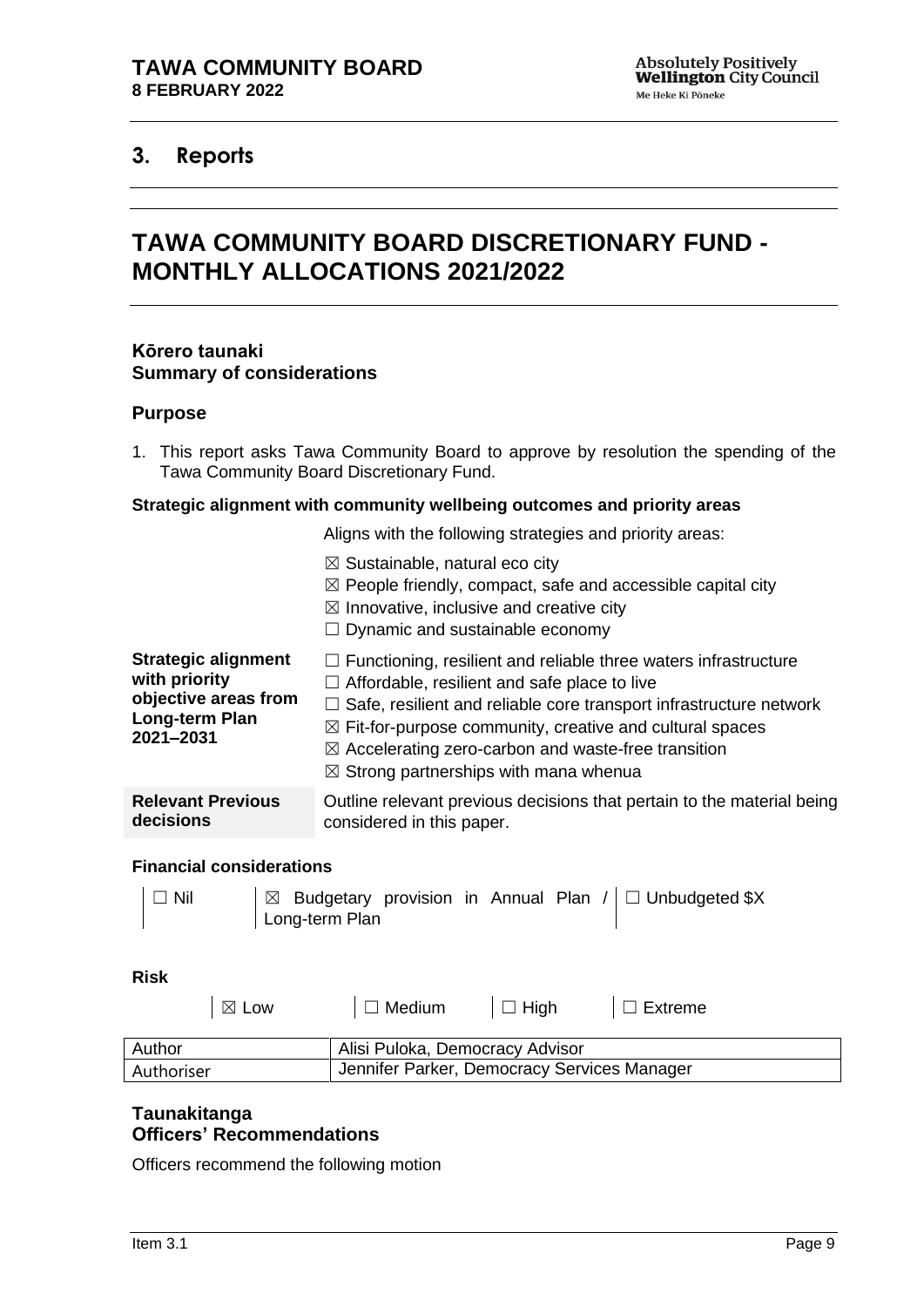## 3. Reports

# TAWA COMMUNITY BOARD DISCRETIONARY FUND - MONTHLY ALLOCATIONS 2021/2022

### Kōrero taunaki
### Summary of considerations

#### Purpose

1. This report asks Tawa Community Board to approve by resolution the spending of the Tawa Community Board Discretionary Fund.

**Strategic alignment with community wellbeing outcomes and priority areas**

Aligns with the following strategies and priority areas:

☒ Sustainable, natural eco city
☒ People friendly, compact, safe and accessible capital city
☒ Innovative, inclusive and creative city
☐ Dynamic and sustainable economy

| | |
|---|---|
| **Strategic alignment with priority objective areas from Long-term Plan 2021–2031** | ☐ Functioning, resilient and reliable three waters infrastructure<br>☐ Affordable, resilient and safe place to live<br>☐ Safe, resilient and reliable core transport infrastructure network<br>☒ Fit-for-purpose community, creative and cultural spaces<br>☒ Accelerating zero-carbon and waste-free transition<br>☒ Strong partnerships with mana whenua |
| **Relevant Previous decisions** | Outline relevant previous decisions that pertain to the material being considered in this paper. |

**Financial considerations**

| | | |
|---|---|---|
| ☐ Nil | ☒ Budgetary provision in Annual Plan / Long-term Plan | ☐ Unbudgeted $X |

**Risk**

| | | | |
|---|---|---|---|
| ☒ Low | ☐ Medium | ☐ High | ☐ Extreme |

| | |
|---|---|
| Author | Alisi Puloka, Democracy Advisor |
| Authoriser | Jennifer Parker, Democracy Services Manager |

### Taunakitanga
### Officers' Recommendations

Officers recommend the following motion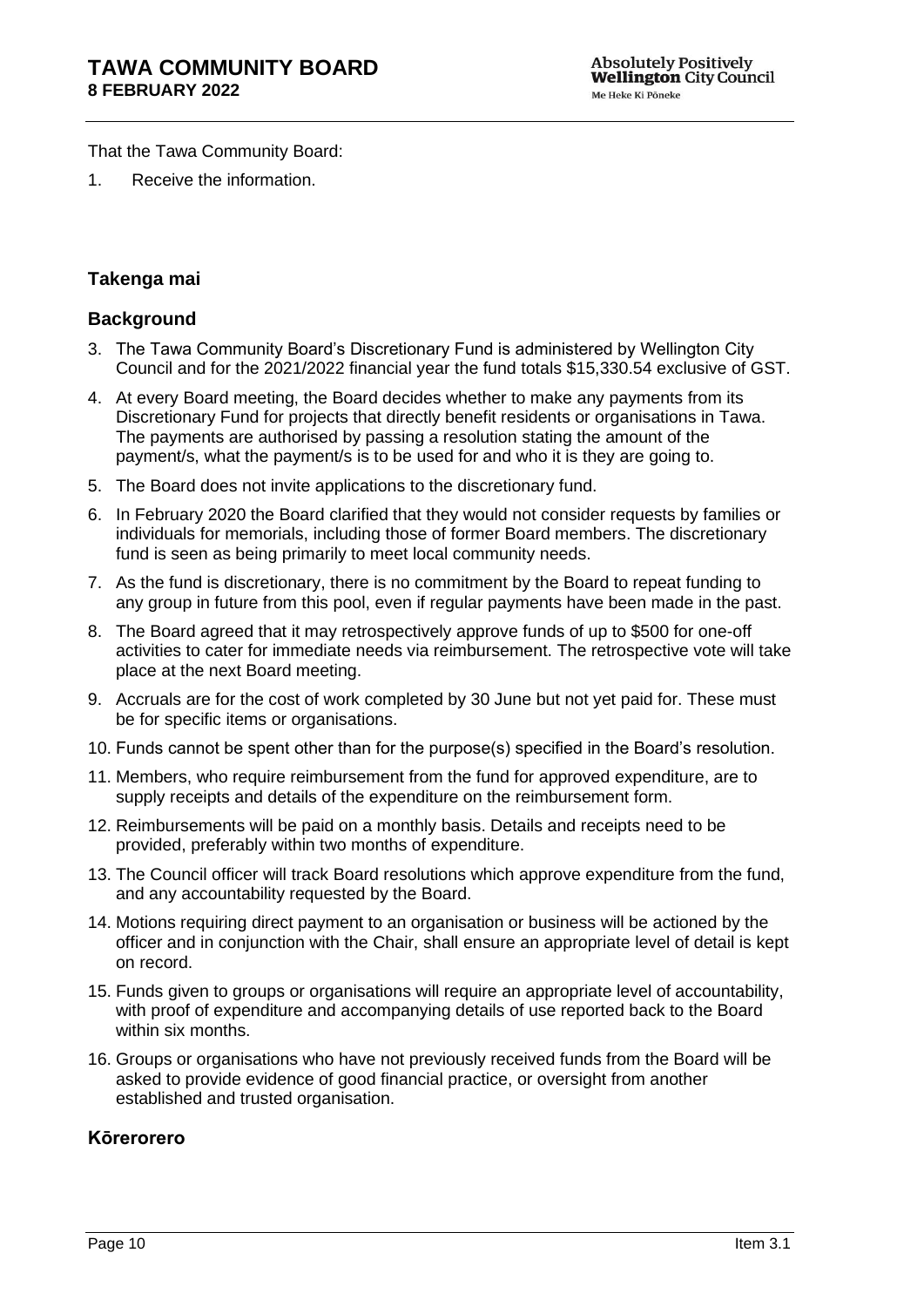That the Tawa Community Board:

1. Receive the information.

## Takenga mai

## Background

3. The Tawa Community Board's Discretionary Fund is administered by Wellington City Council and for the 2021/2022 financial year the fund totals $15,330.54 exclusive of GST.
4. At every Board meeting, the Board decides whether to make any payments from its Discretionary Fund for projects that directly benefit residents or organisations in Tawa. The payments are authorised by passing a resolution stating the amount of the payment/s, what the payment/s is to be used for and who it is they are going to.
5. The Board does not invite applications to the discretionary fund.
6. In February 2020 the Board clarified that they would not consider requests by families or individuals for memorials, including those of former Board members. The discretionary fund is seen as being primarily to meet local community needs.
7. As the fund is discretionary, there is no commitment by the Board to repeat funding to any group in future from this pool, even if regular payments have been made in the past.
8. The Board agreed that it may retrospectively approve funds of up to $500 for one-off activities to cater for immediate needs via reimbursement. The retrospective vote will take place at the next Board meeting.
9. Accruals are for the cost of work completed by 30 June but not yet paid for. These must be for specific items or organisations.
10. Funds cannot be spent other than for the purpose(s) specified in the Board's resolution.
11. Members, who require reimbursement from the fund for approved expenditure, are to supply receipts and details of the expenditure on the reimbursement form.
12. Reimbursements will be paid on a monthly basis. Details and receipts need to be provided, preferably within two months of expenditure.
13. The Council officer will track Board resolutions which approve expenditure from the fund, and any accountability requested by the Board.
14. Motions requiring direct payment to an organisation or business will be actioned by the officer and in conjunction with the Chair, shall ensure an appropriate level of detail is kept on record.
15. Funds given to groups or organisations will require an appropriate level of accountability, with proof of expenditure and accompanying details of use reported back to the Board within six months.
16. Groups or organisations who have not previously received funds from the Board will be asked to provide evidence of good financial practice, or oversight from another established and trusted organisation.

## Kōrerorero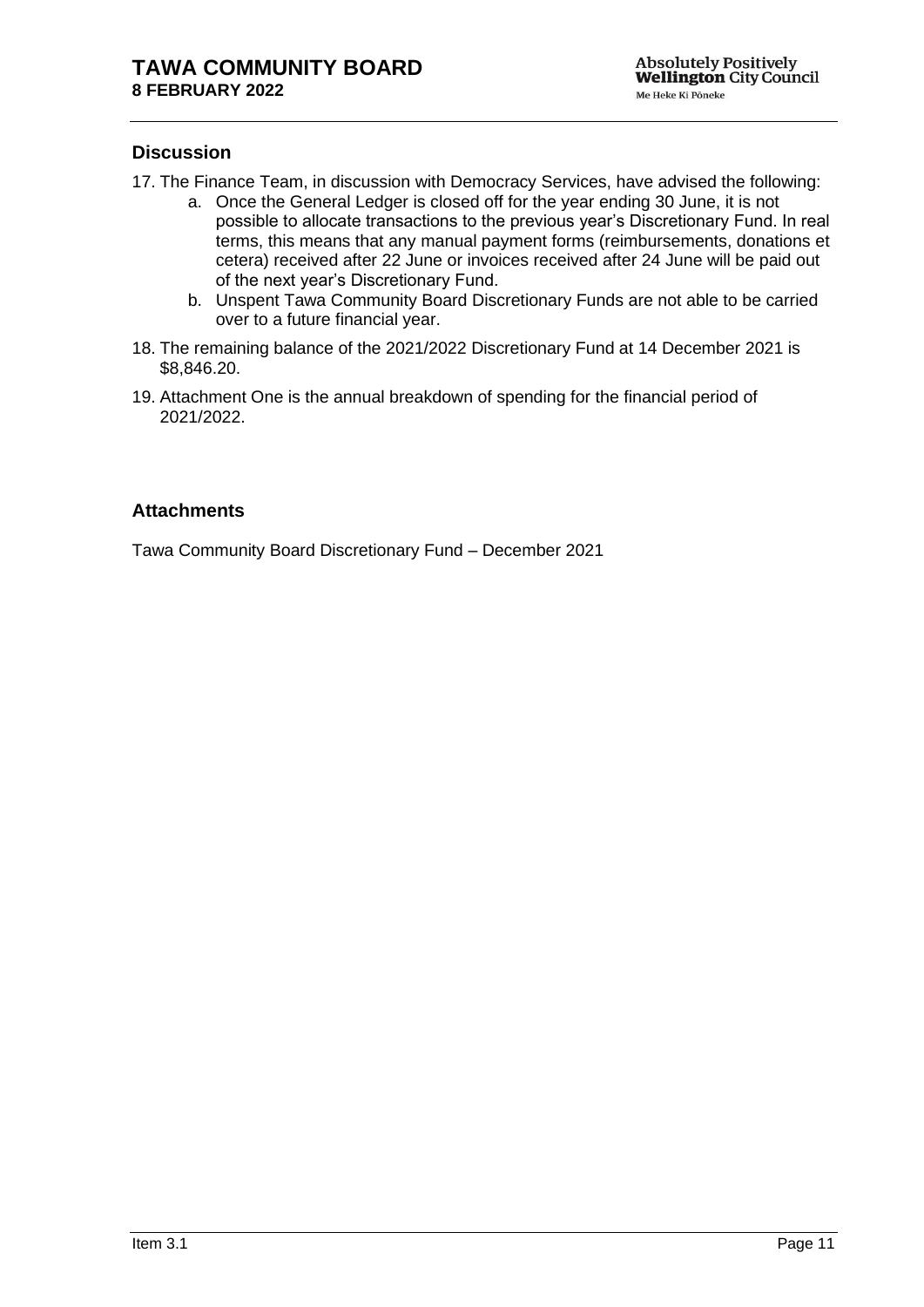## Discussion

17. The Finance Team, in discussion with Democracy Services, have advised the following:
    a. Once the General Ledger is closed off for the year ending 30 June, it is not possible to allocate transactions to the previous year's Discretionary Fund. In real terms, this means that any manual payment forms (reimbursements, donations et cetera) received after 22 June or invoices received after 24 June will be paid out of the next year's Discretionary Fund.
    b. Unspent Tawa Community Board Discretionary Funds are not able to be carried over to a future financial year.

18. The remaining balance of the 2021/2022 Discretionary Fund at 14 December 2021 is $8,846.20.

19. Attachment One is the annual breakdown of spending for the financial period of 2021/2022.

## Attachments

Tawa Community Board Discretionary Fund – December 2021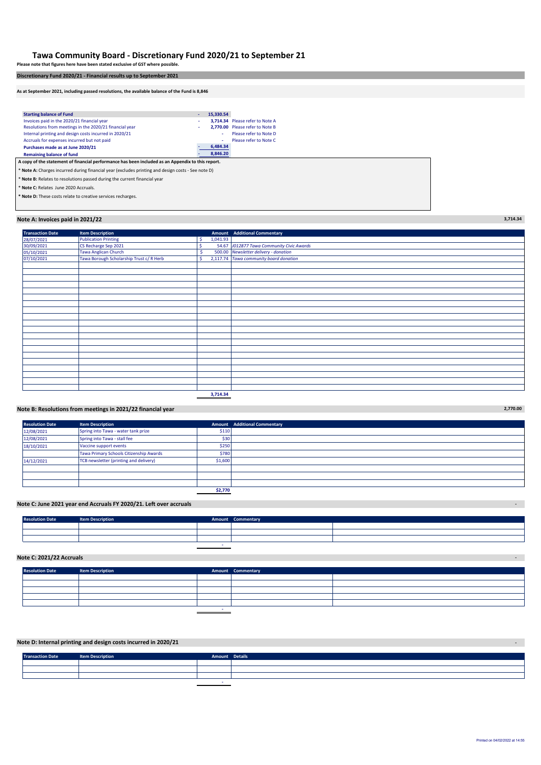# Tawa Community Board - Discretionary Fund 2020/21 to September 21

**Please note that figures here have been stated exclusive of GST where possible.**

## Discretionary Fund 2020/21 - Financial results up to September 2021

**As at September 2021, including passed resolutions, the available balance of the Fund is 8,846**

| | | | |
|---|---|---|---|
| **Starting balance of Fund** | - | **15,330.54** | |
| Invoices paid in the 2020/21 financial year | - | **3,714.34** | Please refer to Note A |
| Resolutions from meetings in the 2020/21 financial year | - | **2,770.00** | Please refer to Note B |
| Internal printing and design costs incurred in 2020/21 | | - | Please refer to Note D |
| Accruals for expenses incurred but not paid | | - | Please refer to Note C |
| **Purchases made as at June 2020/21** | - | **6,484.34** | |
| **Remaining balance of fund** | - | **8,846.20** | |

**A copy of the statement of financial performance has been included as an Appendix to this report.**

* **Note A:** Charges incurred during financial year (excludes printing and design costs - See note D)

* **Note B:** Relates to resolutions passed during the current financial year

* **Note C:** Relates June 2020 Accruals.

* **Note D:** These costs relate to creative services recharges.

## Note A: Invoices paid in 2021/22 — 3,714.34

| Transaction Date | Item Description | Amount | Additional Commentary |
|---|---|---|---|
| 28/07/2021 | Publication Printing | $ 1,041.93 | |
| 30/09/2021 | CS Recharge Sep 2021 | $ 54.67 | *J012877 Tawa Community Civic Awards* |
| 05/10/2021 | Tawa Anglican Church | $ 500.00 | *Newsletter delivery - donation* |
| 07/10/2021 | Tawa Borough Scholarship Trust c/ R Herb | $ 2,117.74 | *Tawa community board donation* |
| | | **3,714.34** | |

## Note B: Resolutions from meetings in 2021/22 financial year — 2,770.00

| Resolution Date | Item Description | Amount | Additional Commentary |
|---|---|---|---|
| 12/08/2021 | Spring into Tawa - water tank prize | $110 | |
| 12/08/2021 | Spring into Tawa - stall fee | $30 | |
| 18/10/2021 | Vaccine support events | $250 | |
| | Tawa Primary Schools Citizenship Awards | $780 | |
| 14/12/2021 | TCB newsletter (printing and delivery) | $1,600 | |
| | | **$2,770** | |

## Note C: June 2021 year end Accruals FY 2020/21. Left over accruals — -

| Resolution Date | Item Description | Amount | Commentary |
|---|---|---|---|
| | | - | |

## Note C: 2021/22 Accruals — -

| Resolution Date | Item Description | Amount | Commentary |
|---|---|---|---|
| | | - | |

## Note D: Internal printing and design costs incurred in 2020/21 — -

| Transaction Date | Item Description | Amount | Details |
|---|---|---|---|
| | | - | |

Printed on 04/02/2022 at 14:55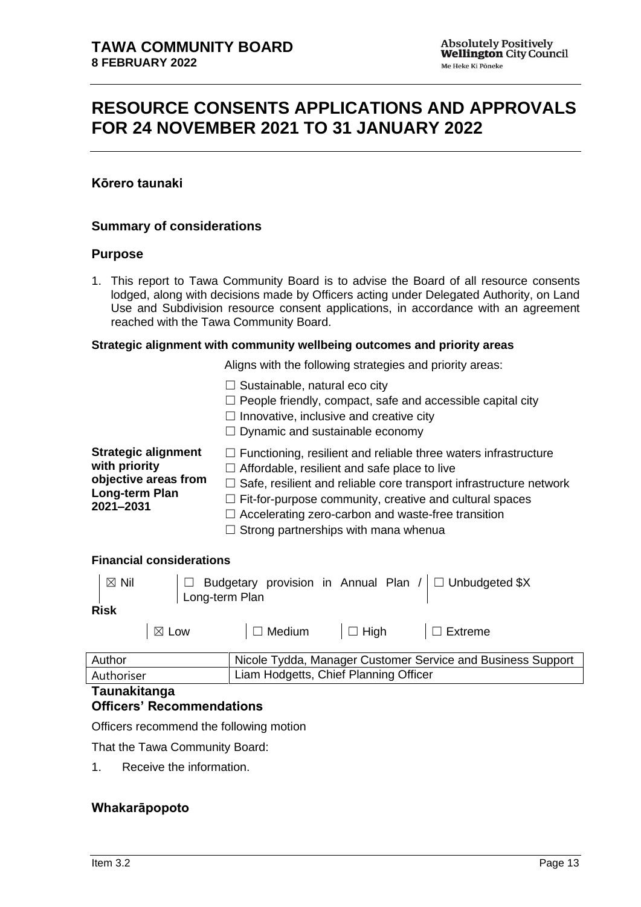# RESOURCE CONSENTS APPLICATIONS AND APPROVALS FOR 24 NOVEMBER 2021 TO 31 JANUARY 2022

## Kōrero taunaki

## Summary of considerations

## Purpose

1. This report to Tawa Community Board is to advise the Board of all resource consents lodged, along with decisions made by Officers acting under Delegated Authority, on Land Use and Subdivision resource consent applications, in accordance with an agreement reached with the Tawa Community Board.

**Strategic alignment with community wellbeing outcomes and priority areas**

Aligns with the following strategies and priority areas:

☐ Sustainable, natural eco city
☐ People friendly, compact, safe and accessible capital city
☐ Innovative, inclusive and creative city
☐ Dynamic and sustainable economy

**Strategic alignment with priority objective areas from Long-term Plan 2021–2031**

☐ Functioning, resilient and reliable three waters infrastructure
☐ Affordable, resilient and safe place to live
☐ Safe, resilient and reliable core transport infrastructure network
☐ Fit-for-purpose community, creative and cultural spaces
☐ Accelerating zero-carbon and waste-free transition
☐ Strong partnerships with mana whenua

**Financial considerations**

| ☒ Nil | ☐ Budgetary provision in Annual Plan / Long-term Plan | ☐ Unbudgeted $X |
|---|---|---|

**Risk**

| ☒ Low | ☐ Medium | ☐ High | ☐ Extreme |
|---|---|---|---|

| Author | Nicole Tydda, Manager Customer Service and Business Support |
|---|---|
| Authoriser | Liam Hodgetts, Chief Planning Officer |

## Taunakitanga

## Officers' Recommendations

Officers recommend the following motion

That the Tawa Community Board:

1. Receive the information.

## Whakarāpopoto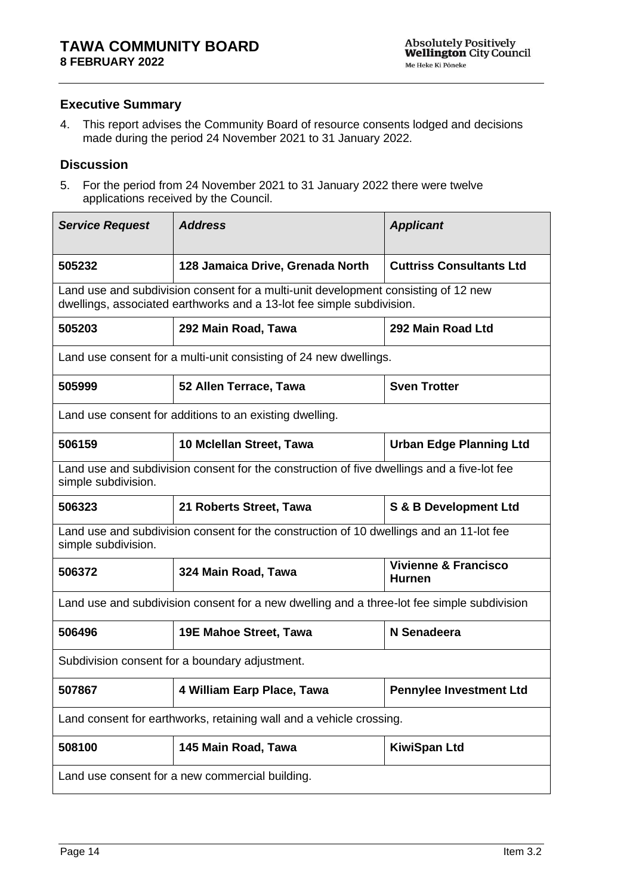### Executive Summary

4. This report advises the Community Board of resource consents lodged and decisions made during the period 24 November 2021 to 31 January 2022.

### Discussion

5. For the period from 24 November 2021 to 31 January 2022 there were twelve applications received by the Council.

| *Service Request* | *Address* | *Applicant* |
|---|---|---|
| **505232** | **128 Jamaica Drive, Grenada North** | **Cuttriss Consultants Ltd** |
| Land use and subdivision consent for a multi-unit development consisting of 12 new dwellings, associated earthworks and a 13-lot fee simple subdivision. | | |
| **505203** | **292 Main Road, Tawa** | **292 Main Road Ltd** |
| Land use consent for a multi-unit consisting of 24 new dwellings. | | |
| **505999** | **52 Allen Terrace, Tawa** | **Sven Trotter** |
| Land use consent for additions to an existing dwelling. | | |
| **506159** | **10 Mclellan Street, Tawa** | **Urban Edge Planning Ltd** |
| Land use and subdivision consent for the construction of five dwellings and a five-lot fee simple subdivision. | | |
| **506323** | **21 Roberts Street, Tawa** | **S & B Development Ltd** |
| Land use and subdivision consent for the construction of 10 dwellings and an 11-lot fee simple subdivision. | | |
| **506372** | **324 Main Road, Tawa** | **Vivienne & Francisco Hurnen** |
| Land use and subdivision consent for a new dwelling and a three-lot fee simple subdivision | | |
| **506496** | **19E Mahoe Street, Tawa** | **N Senadeera** |
| Subdivision consent for a boundary adjustment. | | |
| **507867** | **4 William Earp Place, Tawa** | **Pennylee Investment Ltd** |
| Land consent for earthworks, retaining wall and a vehicle crossing. | | |
| **508100** | **145 Main Road, Tawa** | **KiwiSpan Ltd** |
| Land use consent for a new commercial building. | | |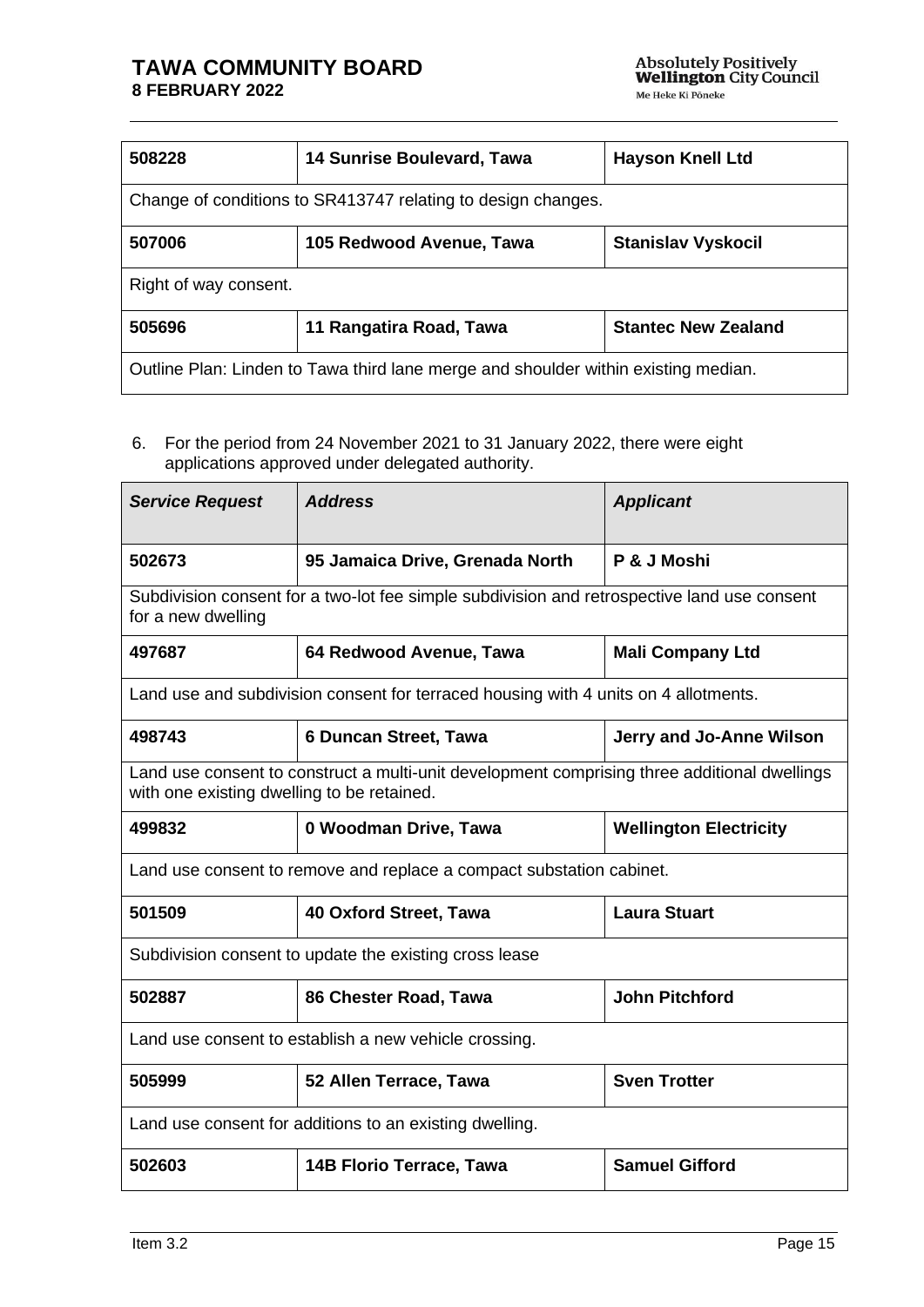| 508228 | 14 Sunrise Boulevard, Tawa | Hayson Knell Ltd |
|---|---|---|
| Change of conditions to SR413747 relating to design changes. | | |
| **507006** | **105 Redwood Avenue, Tawa** | **Stanislav Vyskocil** |
| Right of way consent. | | |
| **505696** | **11 Rangatira Road, Tawa** | **Stantec New Zealand** |
| Outline Plan: Linden to Tawa third lane merge and shoulder within existing median. | | |

6. For the period from 24 November 2021 to 31 January 2022, there were eight applications approved under delegated authority.

| *Service Request* | *Address* | *Applicant* |
|---|---|---|
| **502673** | **95 Jamaica Drive, Grenada North** | **P & J Moshi** |
| Subdivision consent for a two-lot fee simple subdivision and retrospective land use consent for a new dwelling | | |
| **497687** | **64 Redwood Avenue, Tawa** | **Mali Company Ltd** |
| Land use and subdivision consent for terraced housing with 4 units on 4 allotments. | | |
| **498743** | **6 Duncan Street, Tawa** | **Jerry and Jo-Anne Wilson** |
| Land use consent to construct a multi-unit development comprising three additional dwellings with one existing dwelling to be retained. | | |
| **499832** | **0 Woodman Drive, Tawa** | **Wellington Electricity** |
| Land use consent to remove and replace a compact substation cabinet. | | |
| **501509** | **40 Oxford Street, Tawa** | **Laura Stuart** |
| Subdivision consent to update the existing cross lease | | |
| **502887** | **86 Chester Road, Tawa** | **John Pitchford** |
| Land use consent to establish a new vehicle crossing. | | |
| **505999** | **52 Allen Terrace, Tawa** | **Sven Trotter** |
| Land use consent for additions to an existing dwelling. | | |
| **502603** | **14B Florio Terrace, Tawa** | **Samuel Gifford** |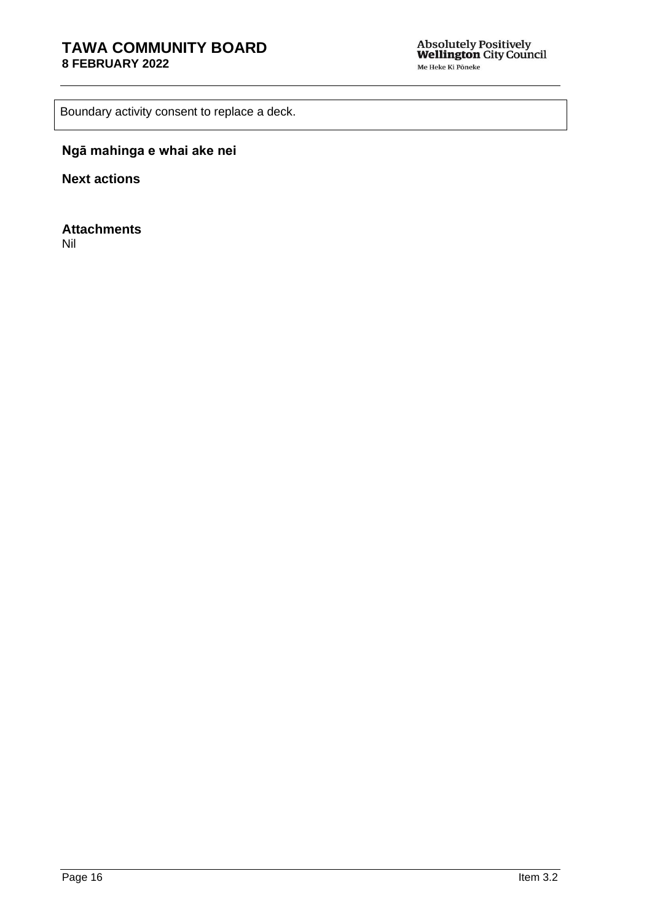| Boundary activity consent to replace a deck. |
| --- |

### Ngā mahinga e whai ake nei

### Next actions

### Attachments

Nil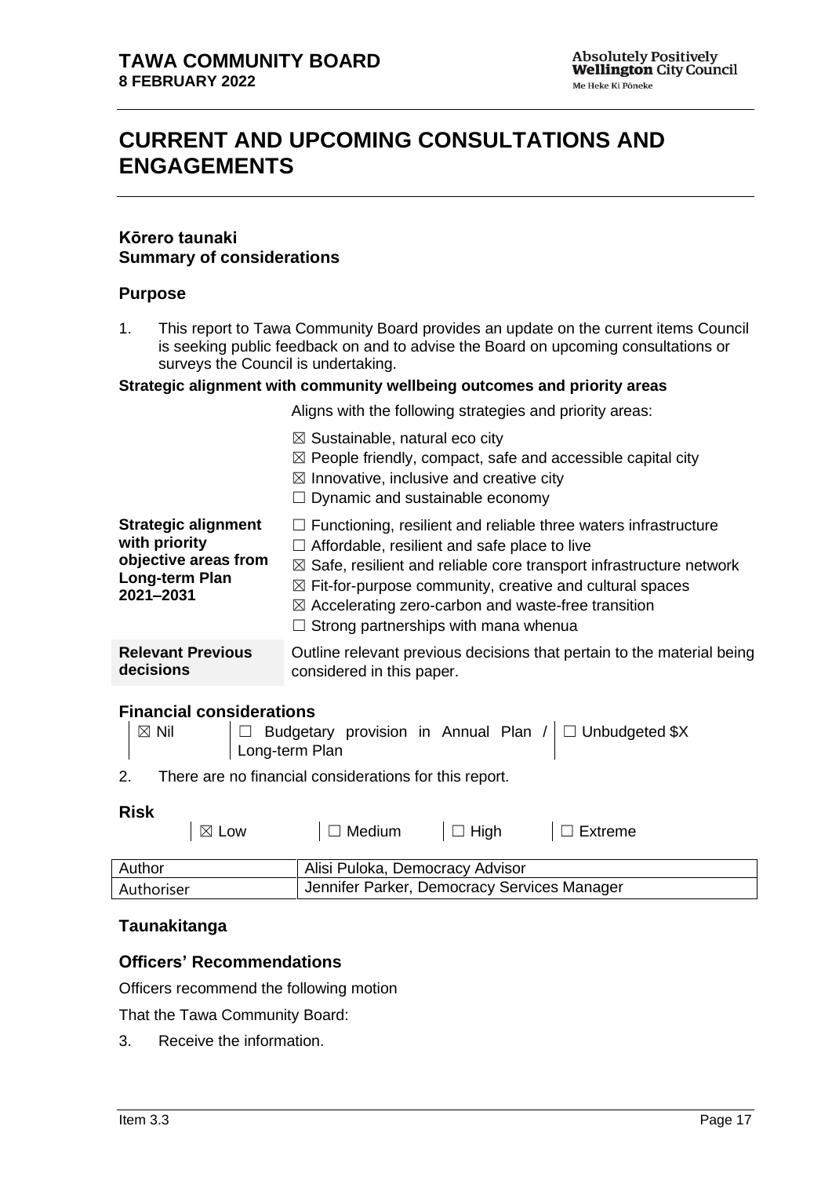# CURRENT AND UPCOMING CONSULTATIONS AND ENGAGEMENTS

## Kōrero taunaki
## Summary of considerations

### Purpose

1. This report to Tawa Community Board provides an update on the current items Council is seeking public feedback on and to advise the Board on upcoming consultations or surveys the Council is undertaking.

**Strategic alignment with community wellbeing outcomes and priority areas**

| | |
|---|---|
| | Aligns with the following strategies and priority areas:<br>☒ Sustainable, natural eco city<br>☒ People friendly, compact, safe and accessible capital city<br>☒ Innovative, inclusive and creative city<br>☐ Dynamic and sustainable economy |
| **Strategic alignment with priority objective areas from Long-term Plan 2021–2031** | ☐ Functioning, resilient and reliable three waters infrastructure<br>☐ Affordable, resilient and safe place to live<br>☒ Safe, resilient and reliable core transport infrastructure network<br>☒ Fit-for-purpose community, creative and cultural spaces<br>☒ Accelerating zero-carbon and waste-free transition<br>☐ Strong partnerships with mana whenua |
| **Relevant Previous decisions** | Outline relevant previous decisions that pertain to the material being considered in this paper. |

### Financial considerations

| | | |
|---|---|---|
| ☒ Nil | ☐ Budgetary provision in Annual Plan / Long-term Plan | ☐ Unbudgeted $X |

2. There are no financial considerations for this report.

### Risk

| | | | |
|---|---|---|---|
| ☒ Low | ☐ Medium | ☐ High | ☐ Extreme |

| | |
|---|---|
| Author | Alisi Puloka, Democracy Advisor |
| Authoriser | Jennifer Parker, Democracy Services Manager |

### Taunakitanga

### Officers' Recommendations

Officers recommend the following motion

That the Tawa Community Board:

3. Receive the information.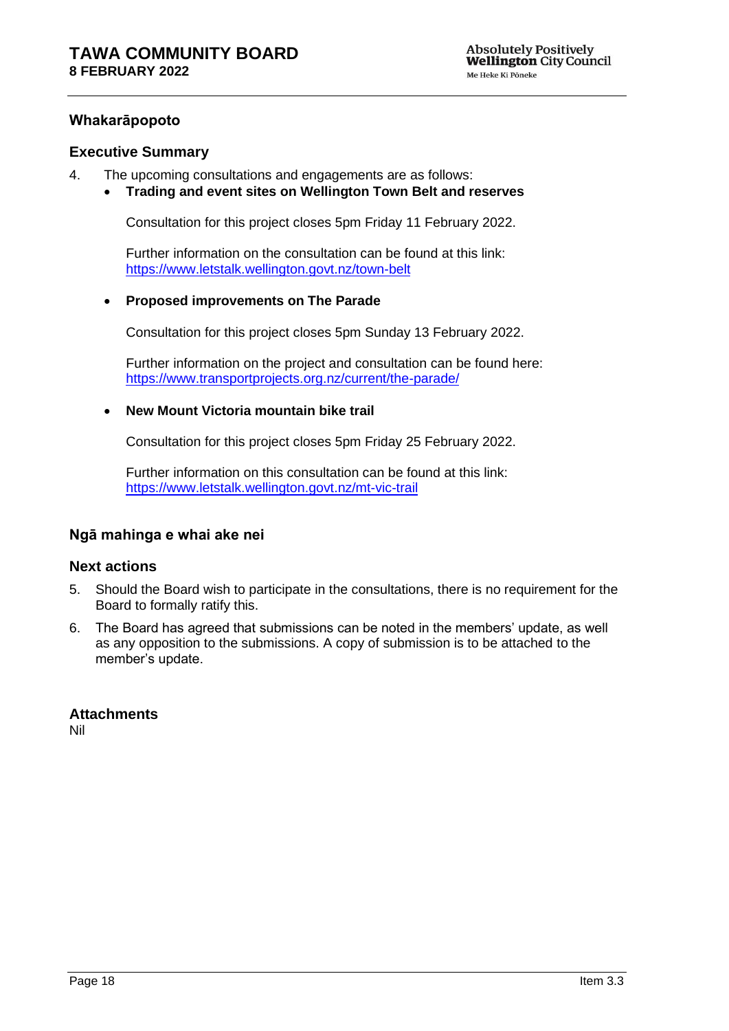## Whakarāpopoto

## Executive Summary

4. The upcoming consultations and engagements are as follows:
   - **Trading and event sites on Wellington Town Belt and reserves**

     Consultation for this project closes 5pm Friday 11 February 2022.

     Further information on the consultation can be found at this link: https://www.letstalk.wellington.govt.nz/town-belt

   - **Proposed improvements on The Parade**

     Consultation for this project closes 5pm Sunday 13 February 2022.

     Further information on the project and consultation can be found here: https://www.transportprojects.org.nz/current/the-parade/

   - **New Mount Victoria mountain bike trail**

     Consultation for this project closes 5pm Friday 25 February 2022.

     Further information on this consultation can be found at this link: https://www.letstalk.wellington.govt.nz/mt-vic-trail

## Ngā mahinga e whai ake nei

## Next actions

5. Should the Board wish to participate in the consultations, there is no requirement for the Board to formally ratify this.
6. The Board has agreed that submissions can be noted in the members' update, as well as any opposition to the submissions. A copy of submission is to be attached to the member's update.

## Attachments

Nil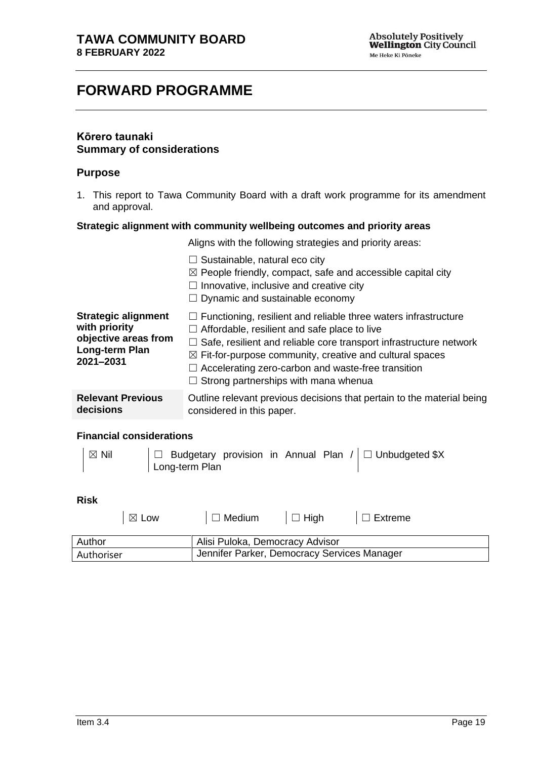**TAWA COMMUNITY BOARD**
**8 FEBRUARY 2022**

**Absolutely Positively Wellington City Council**
Me Heke Ki Pōneke

# FORWARD PROGRAMME

## Kōrero taunaki
## Summary of considerations

### Purpose

1. This report to Tawa Community Board with a draft work programme for its amendment and approval.

**Strategic alignment with community wellbeing outcomes and priority areas**

| | |
|---|---|
| | Aligns with the following strategies and priority areas:<br><br>☐ Sustainable, natural eco city<br>☒ People friendly, compact, safe and accessible capital city<br>☐ Innovative, inclusive and creative city<br>☐ Dynamic and sustainable economy |
| **Strategic alignment with priority objective areas from Long-term Plan 2021–2031** | ☐ Functioning, resilient and reliable three waters infrastructure<br>☐ Affordable, resilient and safe place to live<br>☐ Safe, resilient and reliable core transport infrastructure network<br>☒ Fit-for-purpose community, creative and cultural spaces<br>☐ Accelerating zero-carbon and waste-free transition<br>☐ Strong partnerships with mana whenua |
| **Relevant Previous decisions** | Outline relevant previous decisions that pertain to the material being considered in this paper. |

**Financial considerations**

| | | |
|---|---|---|
| ☒ Nil | ☐ Budgetary provision in Annual Plan / Long-term Plan | ☐ Unbudgeted $X |

**Risk**

| | | | |
|---|---|---|---|
| ☒ Low | ☐ Medium | ☐ High | ☐ Extreme |

| | |
|---|---|
| Author | Alisi Puloka, Democracy Advisor |
| Authoriser | Jennifer Parker, Democracy Services Manager |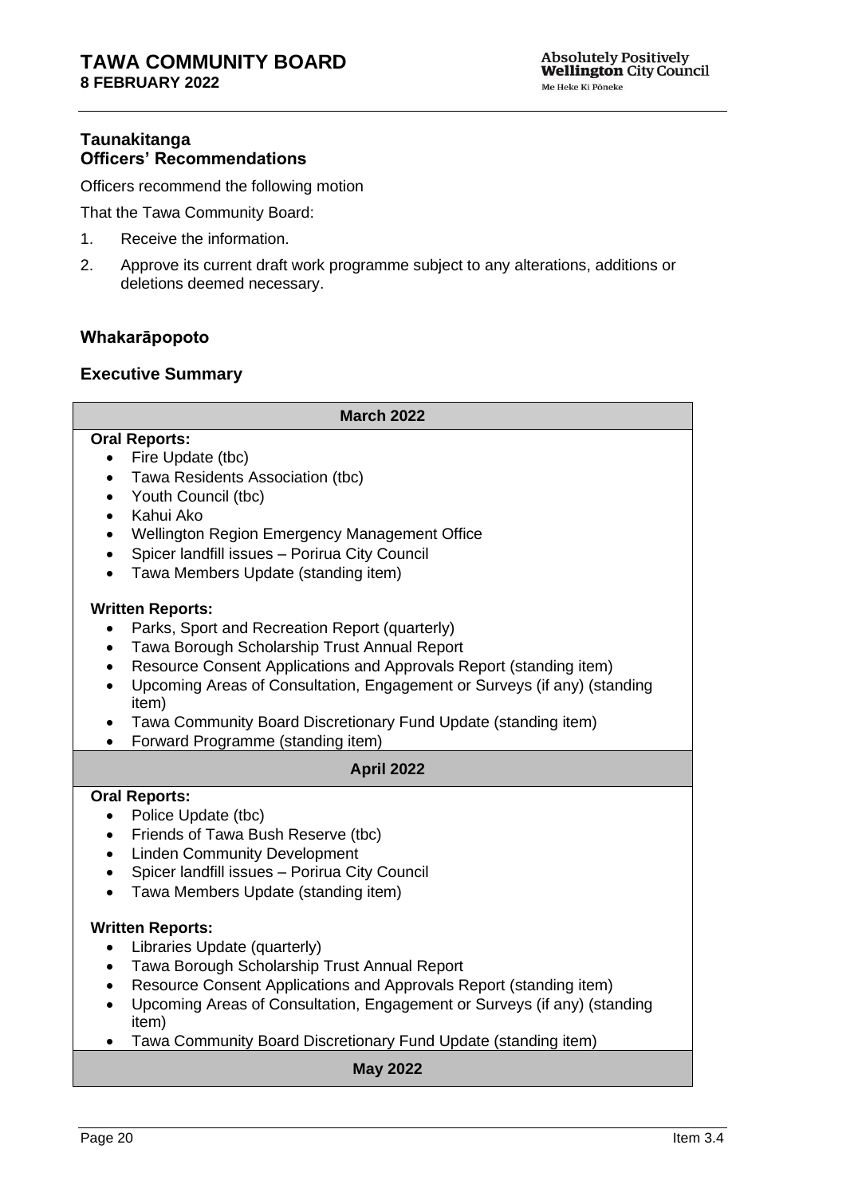## Taunakitanga
## Officers' Recommendations

Officers recommend the following motion

That the Tawa Community Board:

1. Receive the information.
2. Approve its current draft work programme subject to any alterations, additions or deletions deemed necessary.

## Whakarāpopoto

## Executive Summary

| March 2022 |
|---|
| **Oral Reports:**<br>• Fire Update (tbc)<br>• Tawa Residents Association (tbc)<br>• Youth Council (tbc)<br>• Kahui Ako<br>• Wellington Region Emergency Management Office<br>• Spicer landfill issues – Porirua City Council<br>• Tawa Members Update (standing item)<br><br>**Written Reports:**<br>• Parks, Sport and Recreation Report (quarterly)<br>• Tawa Borough Scholarship Trust Annual Report<br>• Resource Consent Applications and Approvals Report (standing item)<br>• Upcoming Areas of Consultation, Engagement or Surveys (if any) (standing item)<br>• Tawa Community Board Discretionary Fund Update (standing item)<br>• Forward Programme (standing item) |
| **April 2022** |
| **Oral Reports:**<br>• Police Update (tbc)<br>• Friends of Tawa Bush Reserve (tbc)<br>• Linden Community Development<br>• Spicer landfill issues – Porirua City Council<br>• Tawa Members Update (standing item)<br><br>**Written Reports:**<br>• Libraries Update (quarterly)<br>• Tawa Borough Scholarship Trust Annual Report<br>• Resource Consent Applications and Approvals Report (standing item)<br>• Upcoming Areas of Consultation, Engagement or Surveys (if any) (standing item)<br>• Tawa Community Board Discretionary Fund Update (standing item) |
| **May 2022** |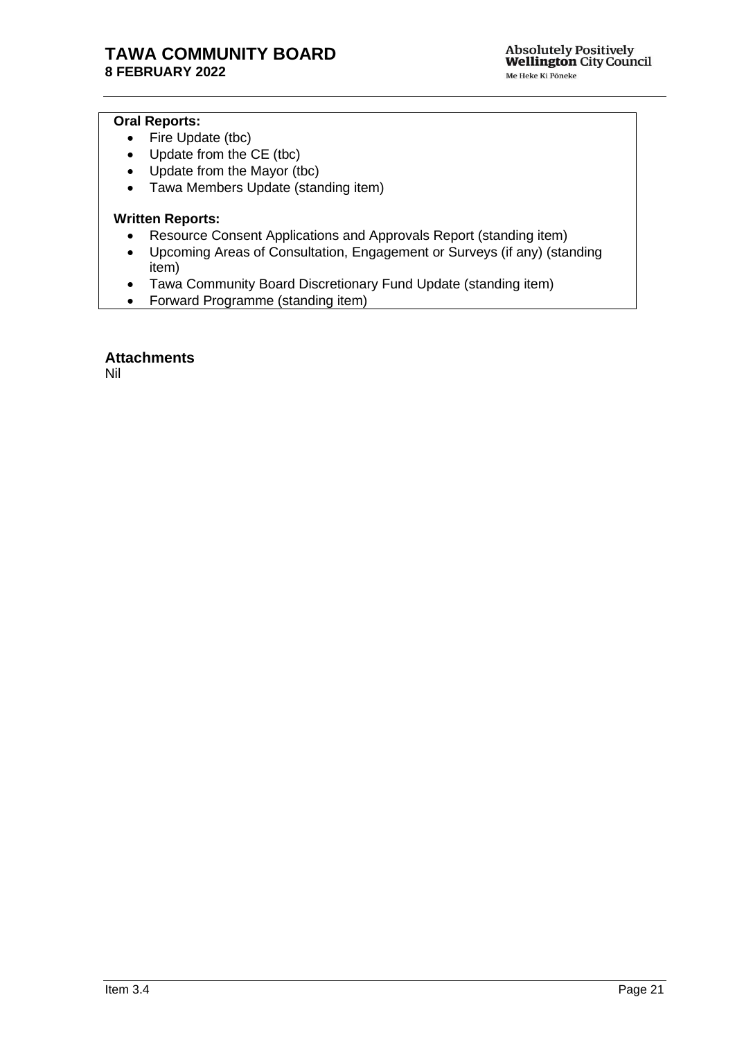**Oral Reports:**

- Fire Update (tbc)
- Update from the CE (tbc)
- Update from the Mayor (tbc)
- Tawa Members Update (standing item)

**Written Reports:**

- Resource Consent Applications and Approvals Report (standing item)
- Upcoming Areas of Consultation, Engagement or Surveys (if any) (standing item)
- Tawa Community Board Discretionary Fund Update (standing item)
- Forward Programme (standing item)

## Attachments

Nil